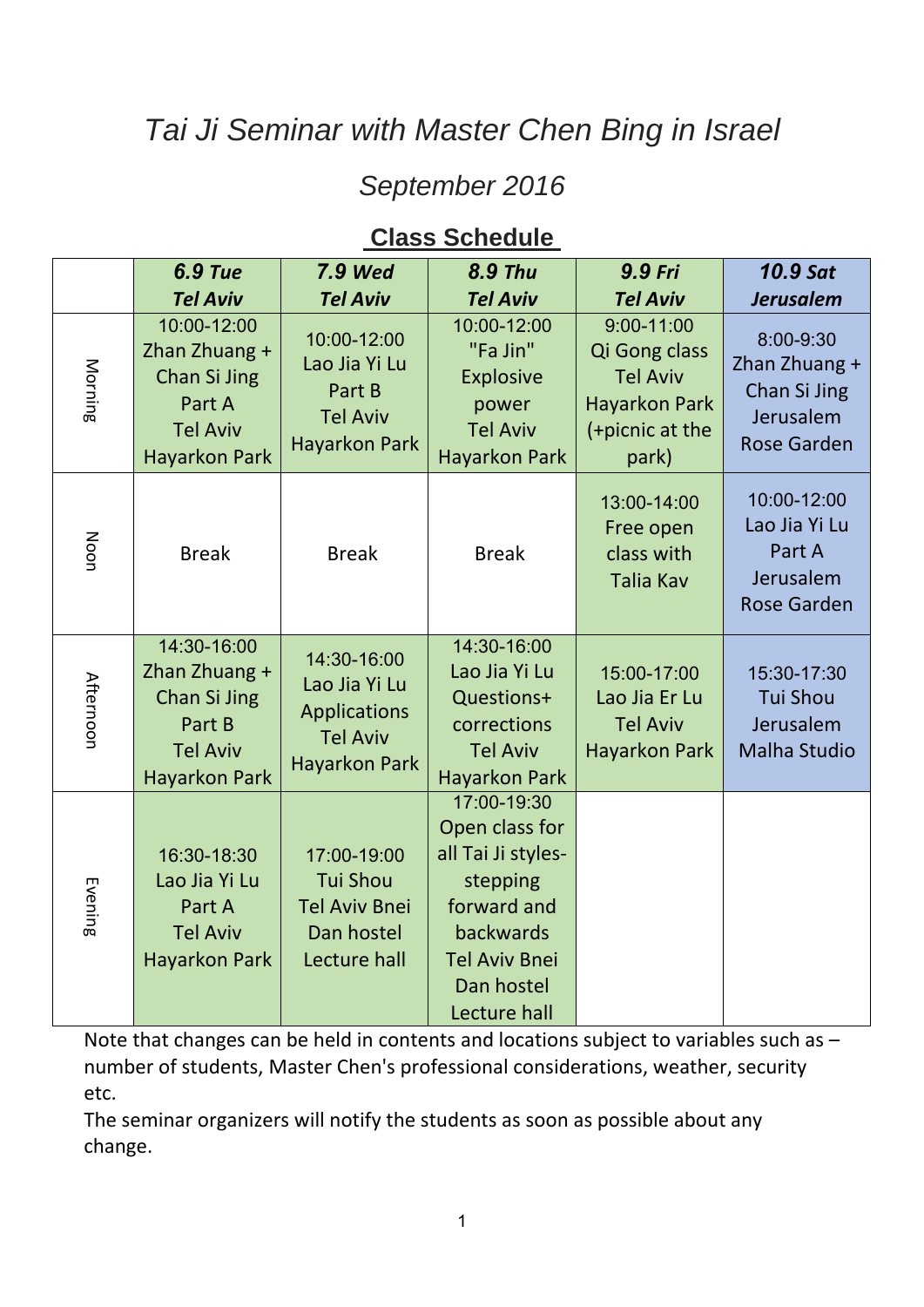# *Tai Ji Seminar with Master Chen Bing in Israel*

## *September 2016*

### Class Schedule

| | ***6.9 Tue Tel Aviv*** | ***7.9 Wed Tel Aviv*** | ***8.9 Thu Tel Aviv*** | ***9.9 Fri Tel Aviv*** | ***10.9 Sat Jerusalem*** |
|---|---|---|---|---|---|
| Morning | 10:00-12:00 Zhan Zhuang + Chan Si Jing Part A Tel Aviv Hayarkon Park | 10:00-12:00 Lao Jia Yi Lu Part B Tel Aviv Hayarkon Park | 10:00-12:00 "Fa Jin" Explosive power Tel Aviv Hayarkon Park | 9:00-11:00 Qi Gong class Tel Aviv Hayarkon Park (+picnic at the park) | 8:00-9:30 Zhan Zhuang + Chan Si Jing Jerusalem Rose Garden |
| Noon | Break | Break | Break | 13:00-14:00 Free open class with Talia Kav | 10:00-12:00 Lao Jia Yi Lu Part A Jerusalem Rose Garden |
| Afternoon | 14:30-16:00 Zhan Zhuang + Chan Si Jing Part B Tel Aviv Hayarkon Park | 14:30-16:00 Lao Jia Yi Lu Applications Tel Aviv Hayarkon Park | 14:30-16:00 Lao Jia Yi Lu Questions+ corrections Tel Aviv Hayarkon Park | 15:00-17:00 Lao Jia Er Lu Tel Aviv Hayarkon Park | 15:30-17:30 Tui Shou Jerusalem Malha Studio |
| Evening | 16:30-18:30 Lao Jia Yi Lu Part A Tel Aviv Hayarkon Park | 17:00-19:00 Tui Shou Tel Aviv Bnei Dan hostel Lecture hall | 17:00-19:30 Open class for all Tai Ji styles-stepping forward and backwards Tel Aviv Bnei Dan hostel Lecture hall | | |

Note that changes can be held in contents and locations subject to variables such as – number of students, Master Chen's professional considerations, weather, security etc.

The seminar organizers will notify the students as soon as possible about any change.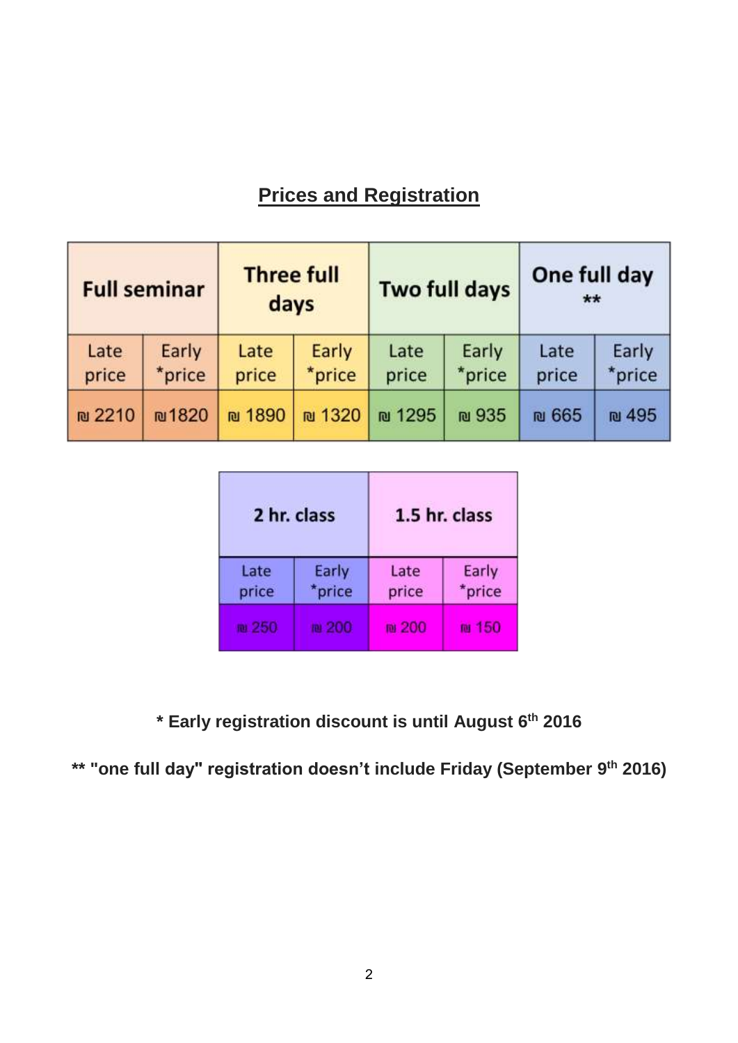## Prices and Registration

| Full seminar | | Three full days | | Two full days | | One full day ** | |
|---|---|---|---|---|---|---|---|
| Late price | Early *price | Late price | Early *price | Late price | Early *price | Late price | Early *price |
| ₪ 2210 | ₪1820 | ₪ 1890 | ₪ 1320 | ₪ 1295 | ₪ 935 | ₪ 665 | ₪ 495 |

| 2 hr. class | | 1.5 hr. class | |
|---|---|---|---|
| Late price | Early *price | Late price | Early *price |
| ₪ 250 | ₪ 200 | ₪ 200 | ₪ 150 |

**\* Early registration discount is until August 6th 2016**

**\*\* "one full day" registration doesn't include Friday (September 9th 2016)**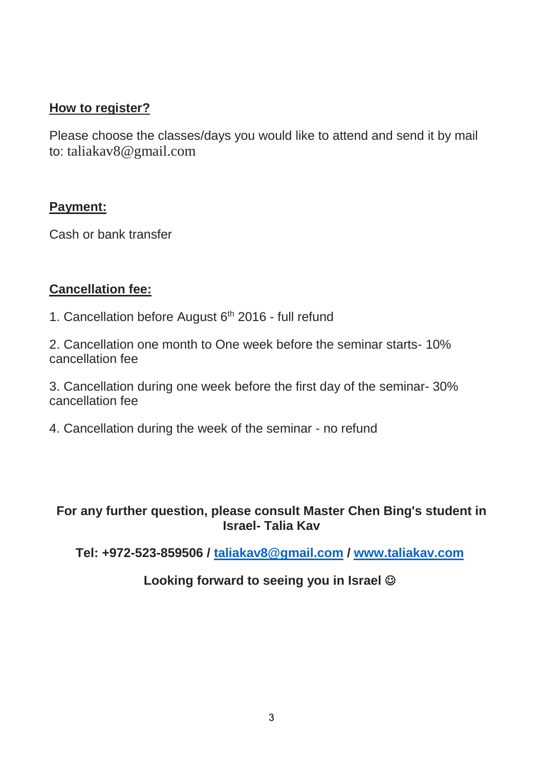## How to register?

Please choose the classes/days you would like to attend and send it by mail to: taliakav8@gmail.com

## Payment:

Cash or bank transfer

## Cancellation fee:

1. Cancellation before August 6th 2016 - full refund

2. Cancellation one month to One week before the seminar starts- 10% cancellation fee

3. Cancellation during one week before the first day of the seminar- 30% cancellation fee

4. Cancellation during the week of the seminar - no refund

**For any further question, please consult Master Chen Bing's student in Israel- Talia Kav**

**Tel: +972-523-859506 / taliakav8@gmail.com / www.taliakav.com**

**Looking forward to seeing you in Israel ☺**